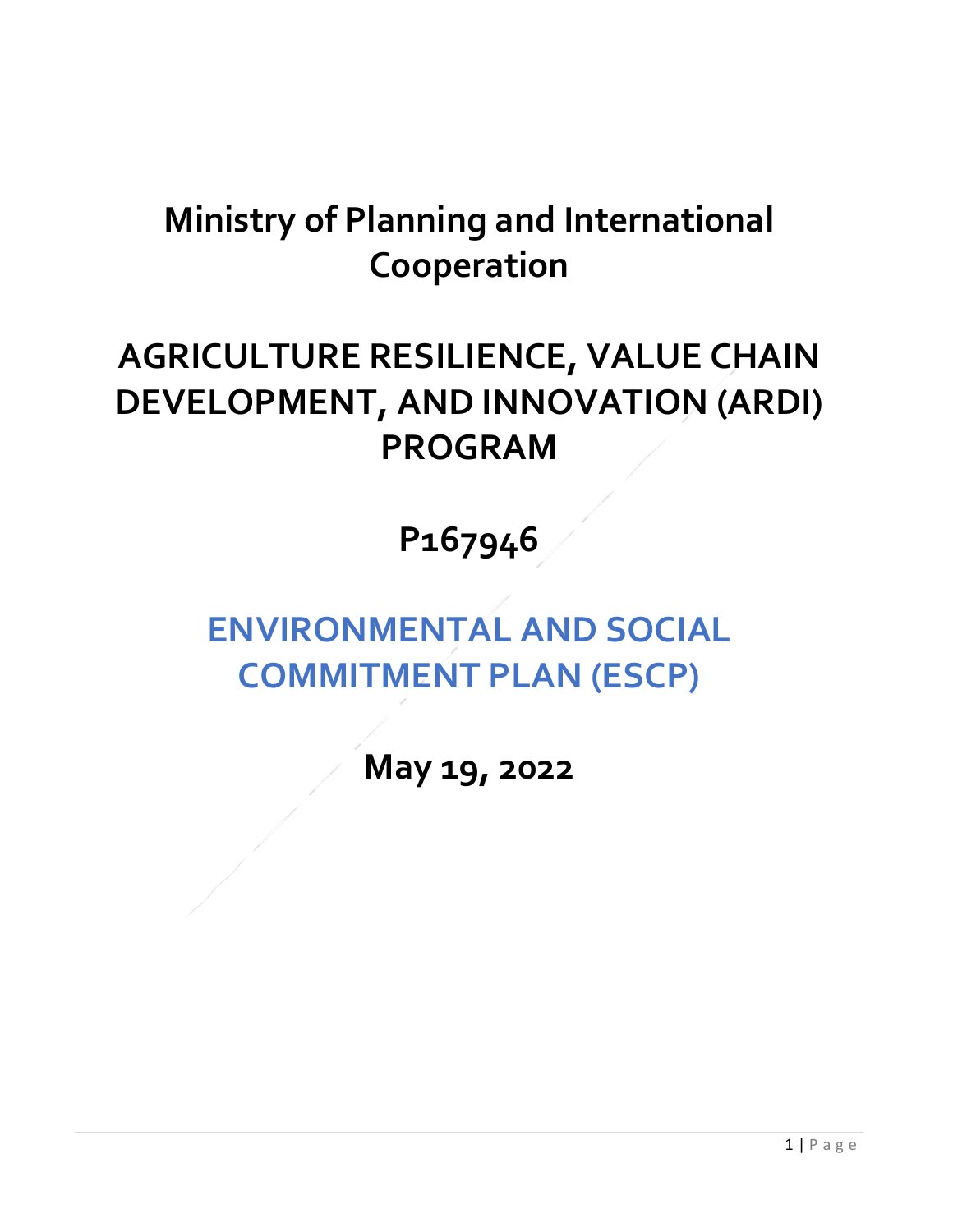# Ministry of Planning and International Cooperation

# AGRICULTURE RESILIENCE, VALUE CHAIN DEVELOPMENT, AND INNOVATION (ARDI) PROGRAM

# P167946

# ENVIRONMENTAL AND SOCIAL COMMITMENT PLAN (ESCP)

# May 19, 2022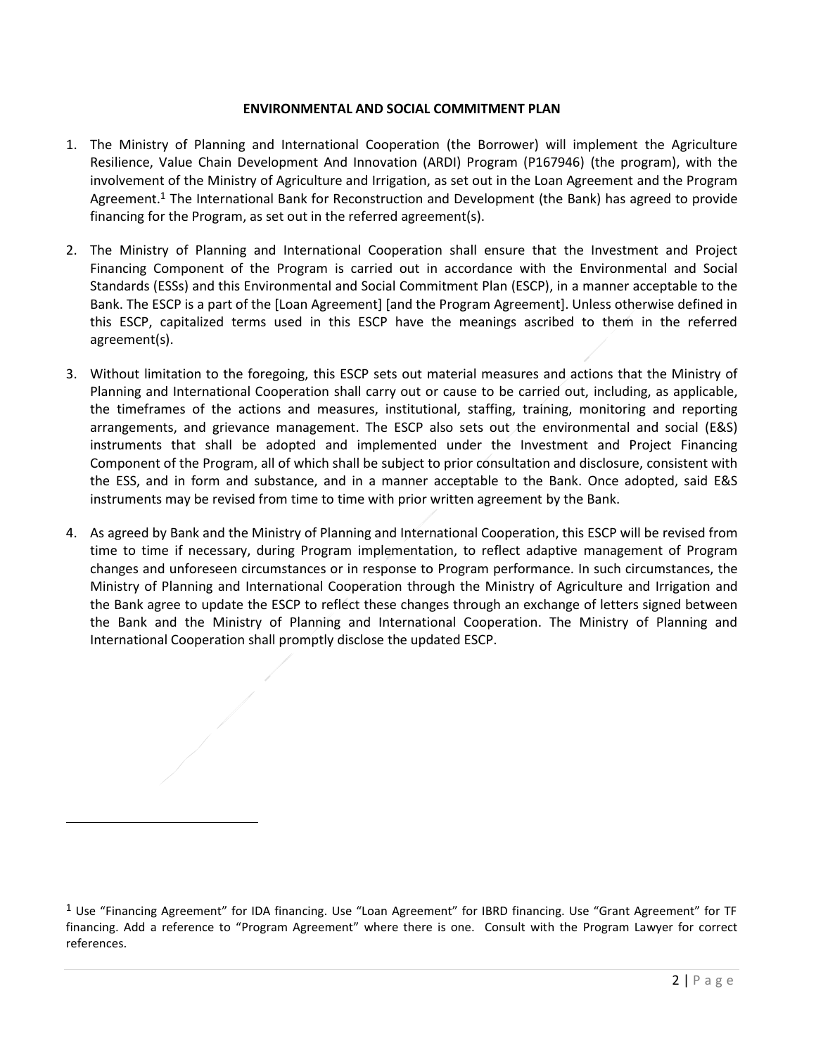# ENVIRONMENTAL AND SOCIAL COMMITMENT PLAN

1. The Ministry of Planning and International Cooperation (the Borrower) will implement the Agriculture Resilience, Value Chain Development And Innovation (ARDI) Program (P167946) (the program), with the involvement of the Ministry of Agriculture and Irrigation, as set out in the Loan Agreement and the Program Agreement.[1] The International Bank for Reconstruction and Development (the Bank) has agreed to provide financing for the Program, as set out in the referred agreement(s).

2. The Ministry of Planning and International Cooperation shall ensure that the Investment and Project Financing Component of the Program is carried out in accordance with the Environmental and Social Standards (ESSs) and this Environmental and Social Commitment Plan (ESCP), in a manner acceptable to the Bank. The ESCP is a part of the [Loan Agreement] [and the Program Agreement]. Unless otherwise defined in this ESCP, capitalized terms used in this ESCP have the meanings ascribed to them in the referred agreement(s).

3. Without limitation to the foregoing, this ESCP sets out material measures and actions that the Ministry of Planning and International Cooperation shall carry out or cause to be carried out, including, as applicable, the timeframes of the actions and measures, institutional, staffing, training, monitoring and reporting arrangements, and grievance management. The ESCP also sets out the environmental and social (E&S) instruments that shall be adopted and implemented under the Investment and Project Financing Component of the Program, all of which shall be subject to prior consultation and disclosure, consistent with the ESS, and in form and substance, and in a manner acceptable to the Bank. Once adopted, said E&S instruments may be revised from time to time with prior written agreement by the Bank.

4. As agreed by Bank and the Ministry of Planning and International Cooperation, this ESCP will be revised from time to time if necessary, during Program implementation, to reflect adaptive management of Program changes and unforeseen circumstances or in response to Program performance. In such circumstances, the Ministry of Planning and International Cooperation through the Ministry of Agriculture and Irrigation and the Bank agree to update the ESCP to reflect these changes through an exchange of letters signed between the Bank and the Ministry of Planning and International Cooperation. The Ministry of Planning and International Cooperation shall promptly disclose the updated ESCP.

---

[1] Use "Financing Agreement" for IDA financing. Use "Loan Agreement" for IBRD financing. Use "Grant Agreement" for TF financing. Add a reference to "Program Agreement" where there is one. Consult with the Program Lawyer for correct references.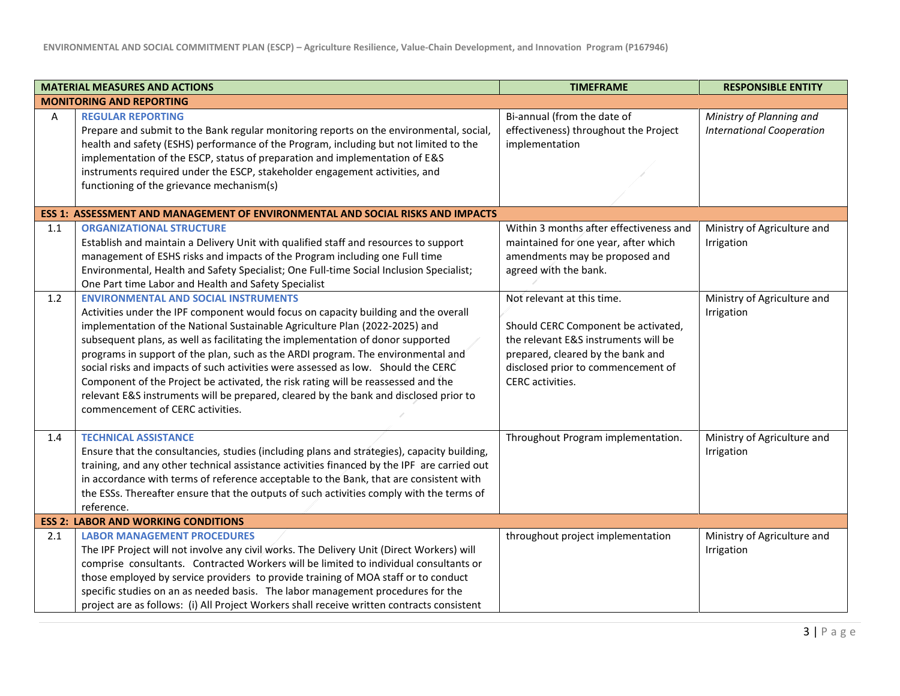| | MATERIAL MEASURES AND ACTIONS | TIMEFRAME | RESPONSIBLE ENTITY |
|---|---|---|---|
| **MONITORING AND REPORTING** | | | |
| A | **REGULAR REPORTING**<br>Prepare and submit to the Bank regular monitoring reports on the environmental, social, health and safety (ESHS) performance of the Program, including but not limited to the implementation of the ESCP, status of preparation and implementation of E&S instruments required under the ESCP, stakeholder engagement activities, and functioning of the grievance mechanism(s) | Bi-annual (from the date of effectiveness) throughout the Project implementation | *Ministry of Planning and International Cooperation* |
| **ESS 1: ASSESSMENT AND MANAGEMENT OF ENVIRONMENTAL AND SOCIAL RISKS AND IMPACTS** | | | |
| 1.1 | **ORGANIZATIONAL STRUCTURE**<br>Establish and maintain a Delivery Unit with qualified staff and resources to support management of ESHS risks and impacts of the Program including one Full time Environmental, Health and Safety Specialist; One Full-time Social Inclusion Specialist; One Part time Labor and Health and Safety Specialist | Within 3 months after effectiveness and maintained for one year, after which amendments may be proposed and agreed with the bank. | Ministry of Agriculture and Irrigation |
| 1.2 | **ENVIRONMENTAL AND SOCIAL INSTRUMENTS**<br>Activities under the IPF component would focus on capacity building and the overall implementation of the National Sustainable Agriculture Plan (2022-2025) and subsequent plans, as well as facilitating the implementation of donor supported programs in support of the plan, such as the ARDI program. The environmental and social risks and impacts of such activities were assessed as low. Should the CERC Component of the Project be activated, the risk rating will be reassessed and the relevant E&S instruments will be prepared, cleared by the bank and disclosed prior to commencement of CERC activities. | Not relevant at this time.<br><br>Should CERC Component be activated, the relevant E&S instruments will be prepared, cleared by the bank and disclosed prior to commencement of CERC activities. | Ministry of Agriculture and Irrigation |
| 1.4 | **TECHNICAL ASSISTANCE**<br>Ensure that the consultancies, studies (including plans and strategies), capacity building, training, and any other technical assistance activities financed by the IPF are carried out in accordance with terms of reference acceptable to the Bank, that are consistent with the ESSs. Thereafter ensure that the outputs of such activities comply with the terms of reference. | Throughout Program implementation. | Ministry of Agriculture and Irrigation |
| **ESS 2: LABOR AND WORKING CONDITIONS** | | | |
| 2.1 | **LABOR MANAGEMENT PROCEDURES**<br>The IPF Project will not involve any civil works. The Delivery Unit (Direct Workers) will comprise consultants. Contracted Workers will be limited to individual consultants or those employed by service providers to provide training of MOA staff or to conduct specific studies on an as needed basis. The labor management procedures for the project are as follows: (i) All Project Workers shall receive written contracts consistent | throughout project implementation | Ministry of Agriculture and Irrigation |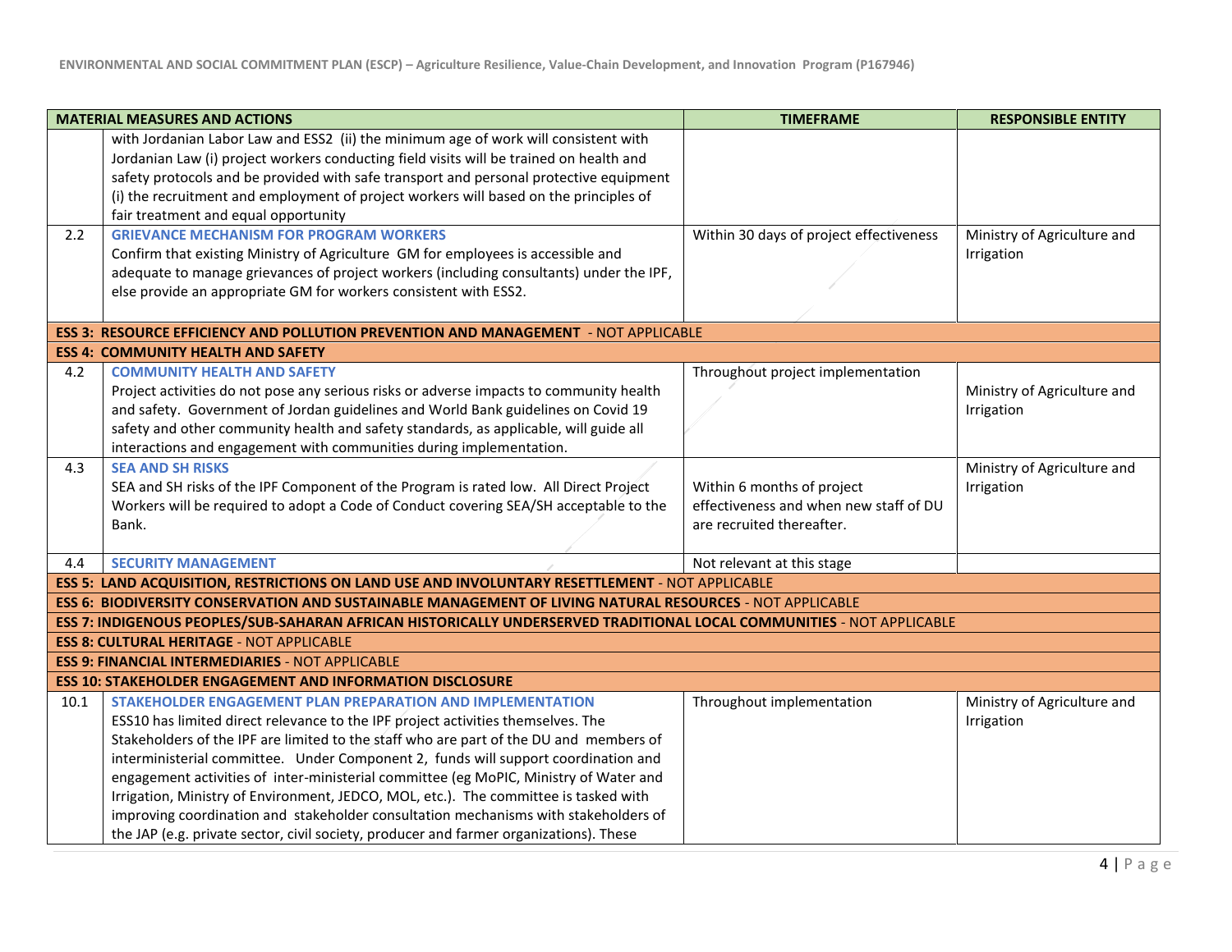| MATERIAL MEASURES AND ACTIONS | | TIMEFRAME | RESPONSIBLE ENTITY |
|---|---|---|---|
| | with Jordanian Labor Law and ESS2 (ii) the minimum age of work will consistent with Jordanian Law (i) project workers conducting field visits will be trained on health and safety protocols and be provided with safe transport and personal protective equipment (i) the recruitment and employment of project workers will based on the principles of fair treatment and equal opportunity | | |
| 2.2 | **GRIEVANCE MECHANISM FOR PROGRAM WORKERS**<br>Confirm that existing Ministry of Agriculture GM for employees is accessible and adequate to manage grievances of project workers (including consultants) under the IPF, else provide an appropriate GM for workers consistent with ESS2. | Within 30 days of project effectiveness | Ministry of Agriculture and Irrigation |
| **ESS 3: RESOURCE EFFICIENCY AND POLLUTION PREVENTION AND MANAGEMENT** - NOT APPLICABLE | | | |
| **ESS 4: COMMUNITY HEALTH AND SAFETY** | | | |
| 4.2 | **COMMUNITY HEALTH AND SAFETY**<br>Project activities do not pose any serious risks or adverse impacts to community health and safety. Government of Jordan guidelines and World Bank guidelines on Covid 19 safety and other community health and safety standards, as applicable, will guide all interactions and engagement with communities during implementation. | Throughout project implementation | Ministry of Agriculture and Irrigation |
| 4.3 | **SEA AND SH RISKS**<br>SEA and SH risks of the IPF Component of the Program is rated low. All Direct Project Workers will be required to adopt a Code of Conduct covering SEA/SH acceptable to the Bank. | Within 6 months of project effectiveness and when new staff of DU are recruited thereafter. | Ministry of Agriculture and Irrigation |
| 4.4 | **SECURITY MANAGEMENT** | Not relevant at this stage | |
| **ESS 5: LAND ACQUISITION, RESTRICTIONS ON LAND USE AND INVOLUNTARY RESETTLEMENT** - NOT APPLICABLE | | | |
| **ESS 6: BIODIVERSITY CONSERVATION AND SUSTAINABLE MANAGEMENT OF LIVING NATURAL RESOURCES** - NOT APPLICABLE | | | |
| **ESS 7: INDIGENOUS PEOPLES/SUB-SAHARAN AFRICAN HISTORICALLY UNDERSERVED TRADITIONAL LOCAL COMMUNITIES** - NOT APPLICABLE | | | |
| **ESS 8: CULTURAL HERITAGE** - NOT APPLICABLE | | | |
| **ESS 9: FINANCIAL INTERMEDIARIES** - NOT APPLICABLE | | | |
| **ESS 10: STAKEHOLDER ENGAGEMENT AND INFORMATION DISCLOSURE** | | | |
| 10.1 | **STAKEHOLDER ENGAGEMENT PLAN PREPARATION AND IMPLEMENTATION**<br>ESS10 has limited direct relevance to the IPF project activities themselves. The Stakeholders of the IPF are limited to the staff who are part of the DU and members of interministerial committee. Under Component 2, funds will support coordination and engagement activities of inter-ministerial committee (eg MoPIC, Ministry of Water and Irrigation, Ministry of Environment, JEDCO, MOL, etc.). The committee is tasked with improving coordination and stakeholder consultation mechanisms with stakeholders of the JAP (e.g. private sector, civil society, producer and farmer organizations). These | Throughout implementation | Ministry of Agriculture and Irrigation |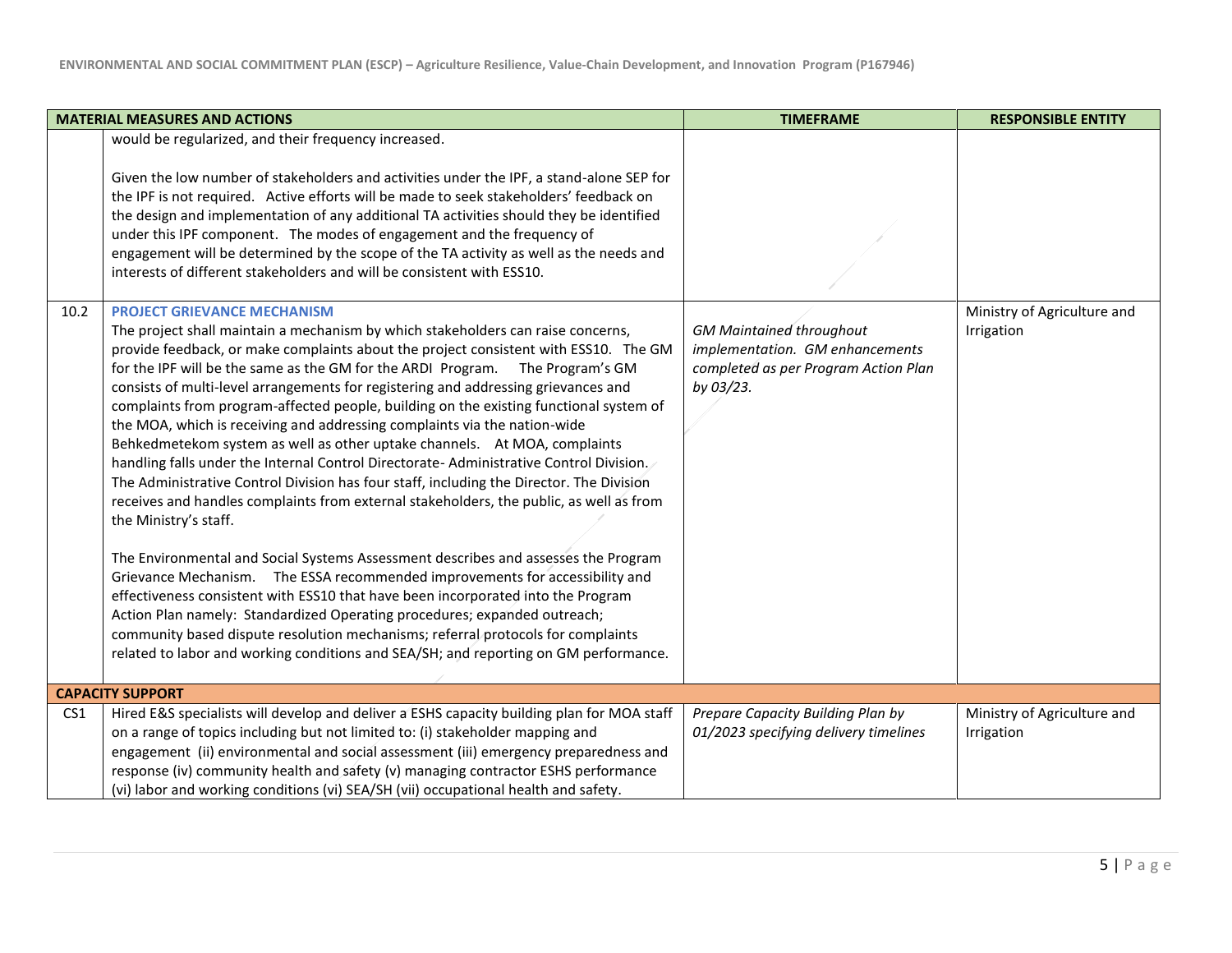| MATERIAL MEASURES AND ACTIONS | | TIMEFRAME | RESPONSIBLE ENTITY |
|---|---|---|---|
| | would be regularized, and their frequency increased.<br><br>Given the low number of stakeholders and activities under the IPF, a stand-alone SEP for the IPF is not required. Active efforts will be made to seek stakeholders' feedback on the design and implementation of any additional TA activities should they be identified under this IPF component. The modes of engagement and the frequency of engagement will be determined by the scope of the TA activity as well as the needs and interests of different stakeholders and will be consistent with ESS10. | | |
| 10.2 | **PROJECT GRIEVANCE MECHANISM**<br>The project shall maintain a mechanism by which stakeholders can raise concerns, provide feedback, or make complaints about the project consistent with ESS10. The GM for the IPF will be the same as the GM for the ARDI Program. The Program's GM consists of multi-level arrangements for registering and addressing grievances and complaints from program-affected people, building on the existing functional system of the MOA, which is receiving and addressing complaints via the nation-wide Behkedmetekom system as well as other uptake channels. At MOA, complaints handling falls under the Internal Control Directorate- Administrative Control Division. The Administrative Control Division has four staff, including the Director. The Division receives and handles complaints from external stakeholders, the public, as well as from the Ministry's staff.<br><br>The Environmental and Social Systems Assessment describes and assesses the Program Grievance Mechanism. The ESSA recommended improvements for accessibility and effectiveness consistent with ESS10 that have been incorporated into the Program Action Plan namely: Standardized Operating procedures; expanded outreach; community based dispute resolution mechanisms; referral protocols for complaints related to labor and working conditions and SEA/SH; and reporting on GM performance. | *GM Maintained throughout implementation. GM enhancements completed as per Program Action Plan by 03/23.* | Ministry of Agriculture and Irrigation |
| **CAPACITY SUPPORT** | | | |
| CS1 | Hired E&S specialists will develop and deliver a ESHS capacity building plan for MOA staff on a range of topics including but not limited to: (i) stakeholder mapping and engagement (ii) environmental and social assessment (iii) emergency preparedness and response (iv) community health and safety (v) managing contractor ESHS performance (vi) labor and working conditions (vi) SEA/SH (vii) occupational health and safety. | *Prepare Capacity Building Plan by 01/2023 specifying delivery timelines* | Ministry of Agriculture and Irrigation |